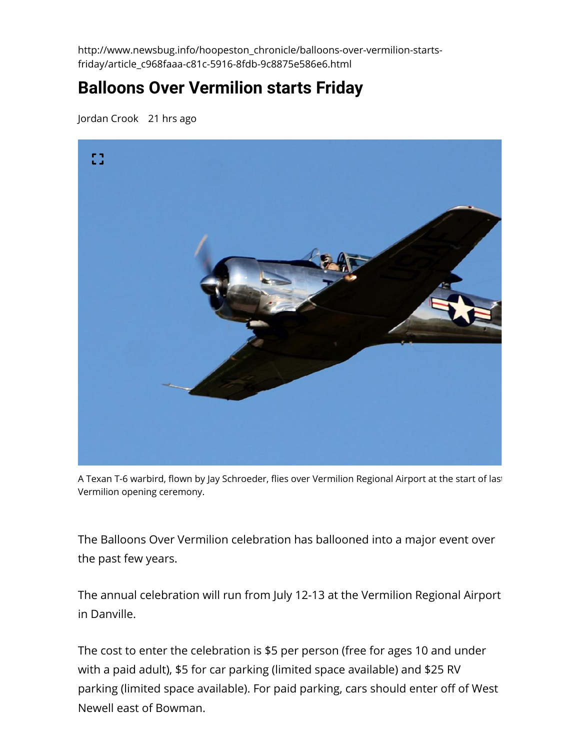http://www.newsbug.info/hoopeston_chronicle/balloons-over-vermilion-starts-friday/article_c968faaa-c81c-5916-8fdb-9c8875e586e6.html

# Balloons Over Vermilion starts Friday

Jordan Crook 21 hrs ago

A Texan T-6 warbird, flown by Jay Schroeder, flies over Vermilion Regional Airport at the start of last Vermilion opening ceremony.

The Balloons Over Vermilion celebration has ballooned into a major event over the past few years.

The annual celebration will run from July 12-13 at the Vermilion Regional Airport in Danville.

The cost to enter the celebration is $5 per person (free for ages 10 and under with a paid adult), $5 for car parking (limited space available) and $25 RV parking (limited space available). For paid parking, cars should enter off of West Newell east of Bowman.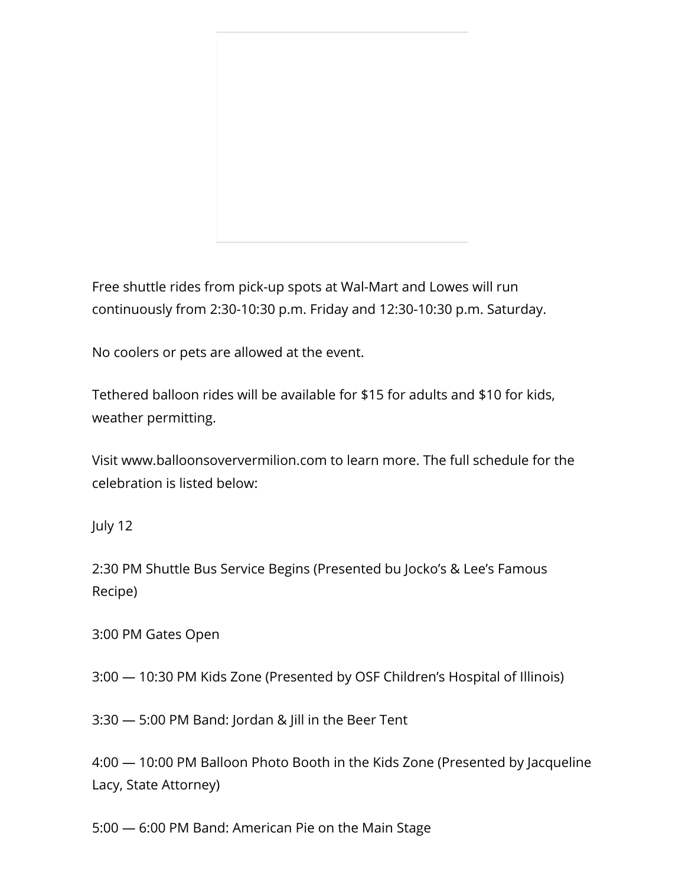Free shuttle rides from pick-up spots at Wal-Mart and Lowes will run continuously from 2:30-10:30 p.m. Friday and 12:30-10:30 p.m. Saturday.

No coolers or pets are allowed at the event.

Tethered balloon rides will be available for $15 for adults and $10 for kids, weather permitting.

Visit www.balloonsoververmilion.com to learn more. The full schedule for the celebration is listed below:

July 12

2:30 PM Shuttle Bus Service Begins (Presented bu Jocko's & Lee's Famous Recipe)

3:00 PM Gates Open

3:00 — 10:30 PM Kids Zone (Presented by OSF Children's Hospital of Illinois)

3:30 — 5:00 PM Band: Jordan & Jill in the Beer Tent

4:00 — 10:00 PM Balloon Photo Booth in the Kids Zone (Presented by Jacqueline Lacy, State Attorney)

5:00 — 6:00 PM Band: American Pie on the Main Stage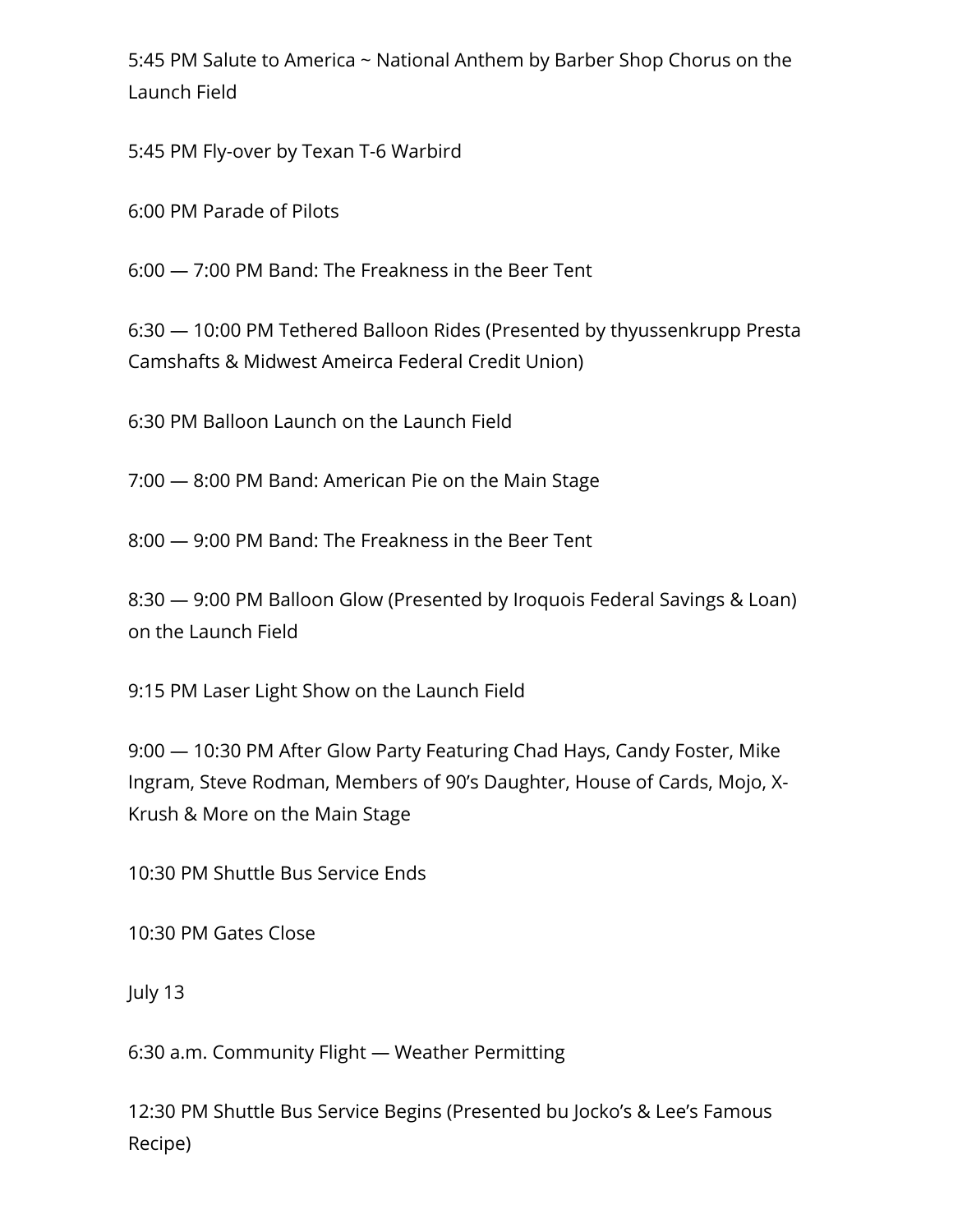5:45 PM Salute to America ~ National Anthem by Barber Shop Chorus on the Launch Field

5:45 PM Fly-over by Texan T-6 Warbird

6:00 PM Parade of Pilots

6:00 — 7:00 PM Band: The Freakness in the Beer Tent

6:30 — 10:00 PM Tethered Balloon Rides (Presented by thyussenkrupp Presta Camshafts & Midwest Ameirca Federal Credit Union)

6:30 PM Balloon Launch on the Launch Field

7:00 — 8:00 PM Band: American Pie on the Main Stage

8:00 — 9:00 PM Band: The Freakness in the Beer Tent

8:30 — 9:00 PM Balloon Glow (Presented by Iroquois Federal Savings & Loan) on the Launch Field

9:15 PM Laser Light Show on the Launch Field

9:00 — 10:30 PM After Glow Party Featuring Chad Hays, Candy Foster, Mike Ingram, Steve Rodman, Members of 90's Daughter, House of Cards, Mojo, X-Krush & More on the Main Stage

10:30 PM Shuttle Bus Service Ends

10:30 PM Gates Close

July 13

6:30 a.m. Community Flight — Weather Permitting

12:30 PM Shuttle Bus Service Begins (Presented bu Jocko's & Lee's Famous Recipe)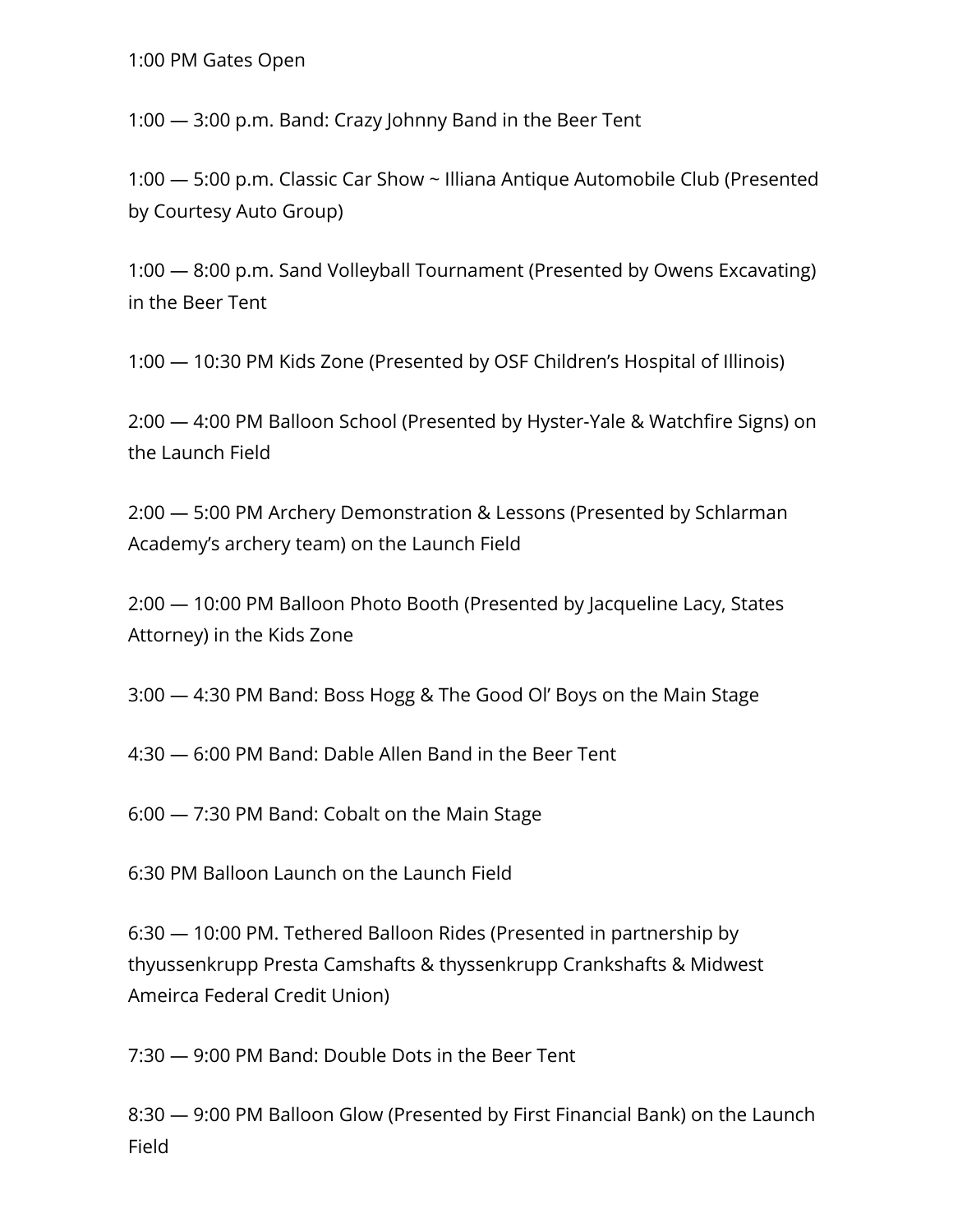1:00 PM Gates Open

1:00 — 3:00 p.m. Band: Crazy Johnny Band in the Beer Tent

1:00 — 5:00 p.m. Classic Car Show ~ Illiana Antique Automobile Club (Presented by Courtesy Auto Group)

1:00 — 8:00 p.m. Sand Volleyball Tournament (Presented by Owens Excavating) in the Beer Tent

1:00 — 10:30 PM Kids Zone (Presented by OSF Children's Hospital of Illinois)

2:00 — 4:00 PM Balloon School (Presented by Hyster-Yale & Watchfire Signs) on the Launch Field

2:00 — 5:00 PM Archery Demonstration & Lessons (Presented by Schlarman Academy's archery team) on the Launch Field

2:00 — 10:00 PM Balloon Photo Booth (Presented by Jacqueline Lacy, States Attorney) in the Kids Zone

3:00 — 4:30 PM Band: Boss Hogg & The Good Ol' Boys on the Main Stage

4:30 — 6:00 PM Band: Dable Allen Band in the Beer Tent

6:00 — 7:30 PM Band: Cobalt on the Main Stage

6:30 PM Balloon Launch on the Launch Field

6:30 — 10:00 PM. Tethered Balloon Rides (Presented in partnership by thyussenkrupp Presta Camshafts & thyssenkrupp Crankshafts & Midwest Ameirca Federal Credit Union)

7:30 — 9:00 PM Band: Double Dots in the Beer Tent

8:30 — 9:00 PM Balloon Glow (Presented by First Financial Bank) on the Launch Field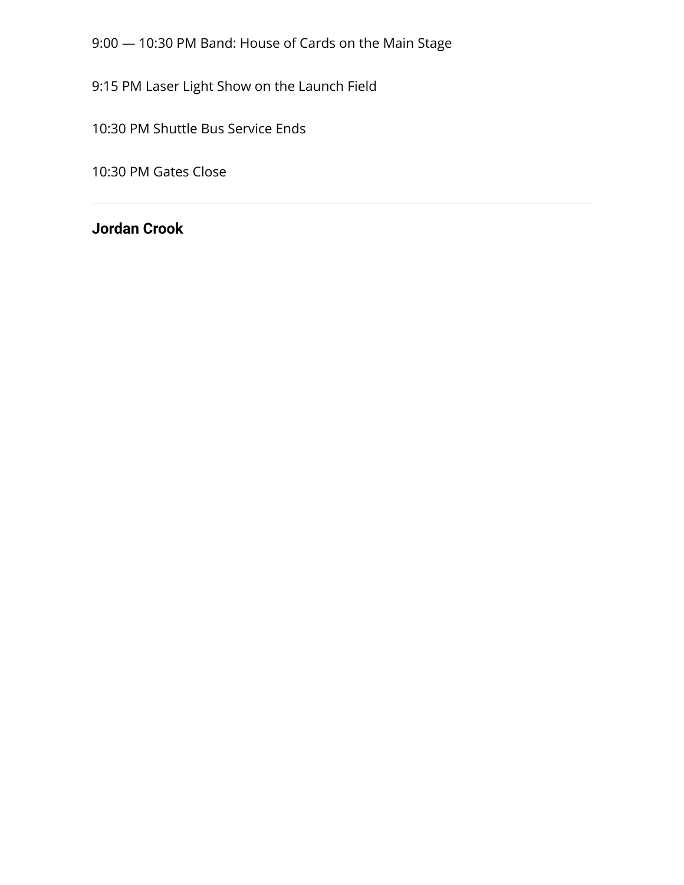9:00 — 10:30 PM Band: House of Cards on the Main Stage

9:15 PM Laser Light Show on the Launch Field

10:30 PM Shuttle Bus Service Ends

10:30 PM Gates Close

---

**Jordan Crook**